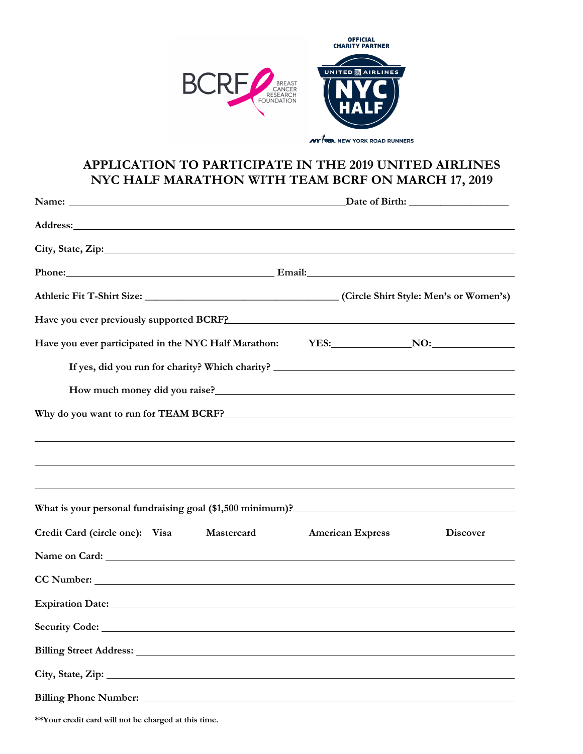OFFICIAL CHARITY PARTNER

BCRF BREAST CANCER RESEARCH FOUNDATION

UNITED AIRLINES NYC HALF

NEW YORK ROAD RUNNERS

# APPLICATION TO PARTICIPATE IN THE 2019 UNITED AIRLINES NYC HALF MARATHON WITH TEAM BCRF ON MARCH 17, 2019

**Name:** ______________________________ **Date of Birth:** ____________

**Address:** ______________________________

**City, State, Zip:** ______________________________

**Phone:** ____________________ **Email:** ____________________

**Athletic Fit T-Shirt Size:** ____________________ **(Circle Shirt Style: Men's or Women's)**

**Have you ever previously supported BCRF?** ______________________________

**Have you ever participated in the NYC Half Marathon: YES:** __________ **NO:** __________

**If yes, did you run for charity? Which charity?** ______________________________

**How much money did you raise?** ______________________________

**Why do you want to run for TEAM BCRF?** ______________________________

______________________________

______________________________

______________________________

**What is your personal fundraising goal ($1,500 minimum)?** ______________________________

**Credit Card (circle one): Visa Mastercard American Express Discover**

**Name on Card:** ______________________________

**CC Number:** ______________________________

**Expiration Date:** ______________________________

**Security Code:** ______________________________

**Billing Street Address:** ______________________________

**City, State, Zip:** ______________________________

**Billing Phone Number:** ______________________________

****Your credit card will not be charged at this time.**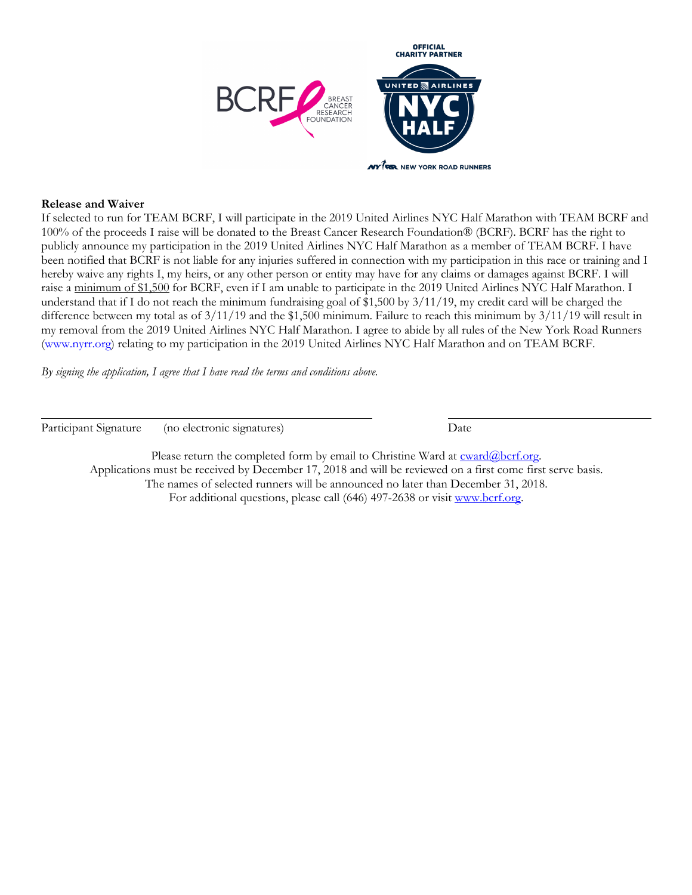OFFICIAL CHARITY PARTNER

**Release and Waiver**

If selected to run for TEAM BCRF, I will participate in the 2019 United Airlines NYC Half Marathon with TEAM BCRF and 100% of the proceeds I raise will be donated to the Breast Cancer Research Foundation® (BCRF). BCRF has the right to publicly announce my participation in the 2019 United Airlines NYC Half Marathon as a member of TEAM BCRF. I have been notified that BCRF is not liable for any injuries suffered in connection with my participation in this race or training and I hereby waive any rights I, my heirs, or any other person or entity may have for any claims or damages against BCRF. I will raise a minimum of $1,500 for BCRF, even if I am unable to participate in the 2019 United Airlines NYC Half Marathon. I understand that if I do not reach the minimum fundraising goal of $1,500 by 3/11/19, my credit card will be charged the difference between my total as of 3/11/19 and the $1,500 minimum. Failure to reach this minimum by 3/11/19 will result in my removal from the 2019 United Airlines NYC Half Marathon. I agree to abide by all rules of the New York Road Runners (www.nyrr.org) relating to my participation in the 2019 United Airlines NYC Half Marathon and on TEAM BCRF.

*By signing the application, I agree that I have read the terms and conditions above.*

______________________________________ &nbsp;&nbsp;&nbsp;&nbsp; ______________________

Participant Signature (no electronic signatures) &nbsp;&nbsp;&nbsp;&nbsp; Date

Please return the completed form by email to Christine Ward at cward@bcrf.org.
Applications must be received by December 17, 2018 and will be reviewed on a first come first serve basis.
The names of selected runners will be announced no later than December 31, 2018.
For additional questions, please call (646) 497-2638 or visit www.bcrf.org.